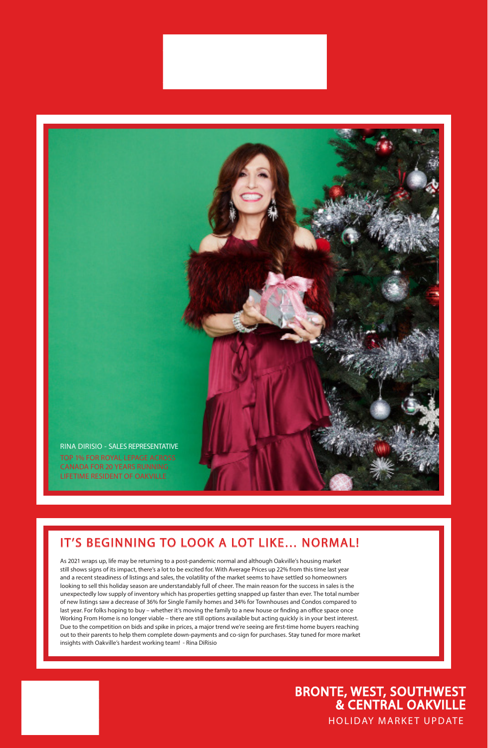RINA DIRISIO - SALES REPRESENTATIVE

TOP 1% FOR ROYAL LEPAGE ACROSS CANADA FOR 20 YEARS RUNNING

LIFETIME RESIDENT OF OAKVILLE

## IT'S BEGINNING TO LOOK A LOT LIKE... NORMAL!

As 2021 wraps up, life may be returning to a post-pandemic normal and although Oakville's housing market still shows signs of its impact, there's a lot to be excited for. With Average Prices up 22% from this time last year and a recent steadiness of listings and sales, the volatility of the market seems to have settled so homeowners looking to sell this holiday season are understandably full of cheer. The main reason for the success in sales is the unexpectedly low supply of inventory which has properties getting snapped up faster than ever. The total number of new listings saw a decrease of 36% for Single Family homes and 34% for Townhouses and Condos compared to last year. For folks hoping to buy – whether it's moving the family to a new house or finding an office space once Working From Home is no longer viable – there are still options available but acting quickly is in your best interest. Due to the competition on bids and spike in prices, a major trend we're seeing are first-time home buyers reaching out to their parents to help them complete down-payments and co-sign for purchases. Stay tuned for more market insights with Oakville's hardest working team! - Rina DiRisio

# BRONTE, WEST, SOUTHWEST & CENTRAL OAKVILLE

HOLIDAY MARKET UPDATE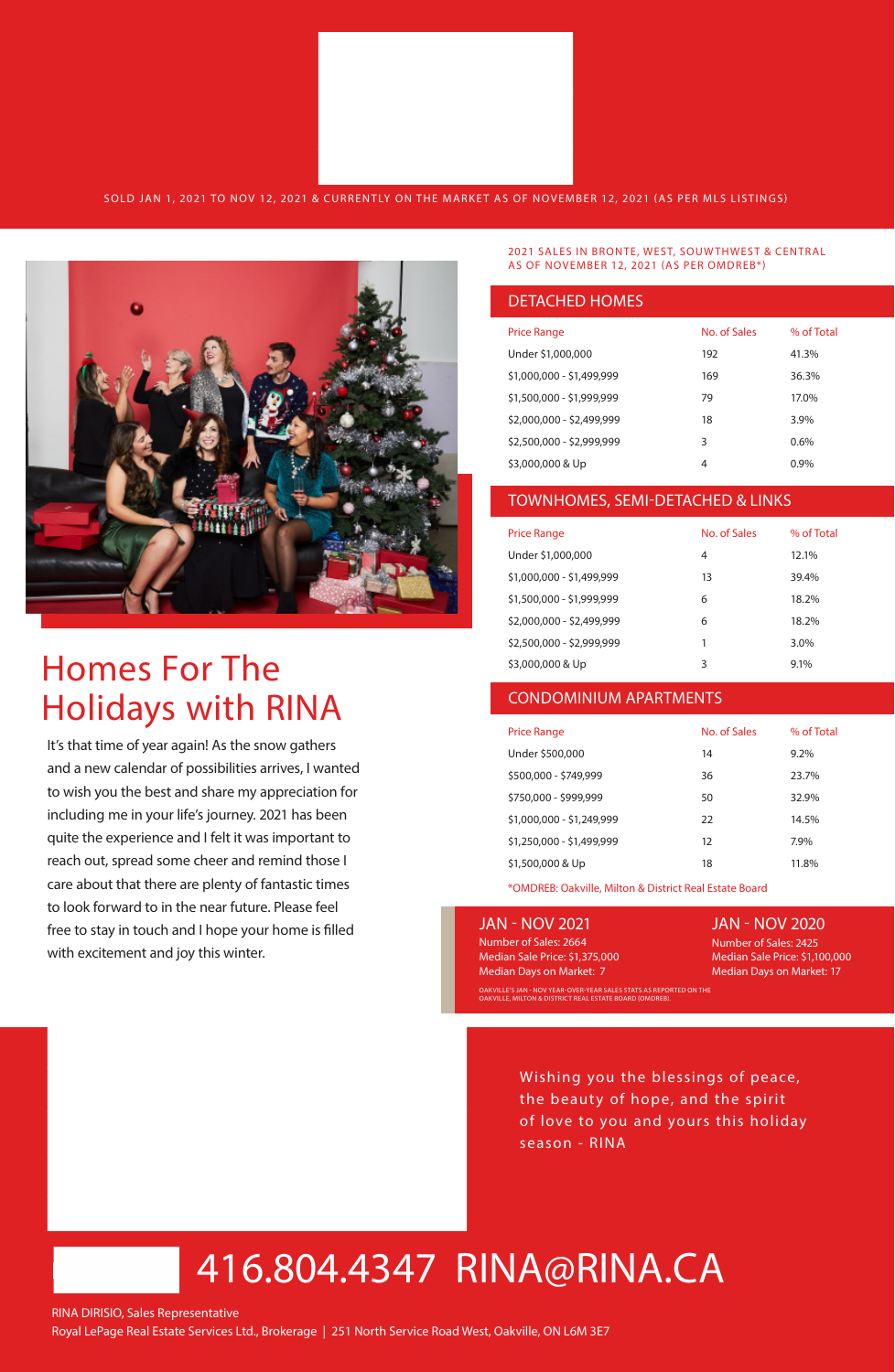SOLD JAN 1, 2021 TO NOV 12, 2021 & CURRENTLY ON THE MARKET AS OF NOVEMBER 12, 2021 (AS PER MLS LISTINGS)

# Homes For The Holidays with RINA

It's that time of year again! As the snow gathers and a new calendar of possibilities arrives, I wanted to wish you the best and share my appreciation for including me in your life's journey. 2021 has been quite the experience and I felt it was important to reach out, spread some cheer and remind those I care about that there are plenty of fantastic times to look forward to in the near future. Please feel free to stay in touch and I hope your home is filled with excitement and joy this winter.

2021 SALES IN BRONTE, WEST, SOUWTHWEST & CENTRAL AS OF NOVEMBER 12, 2021 (AS PER OMDREB*)

## DETACHED HOMES

| Price Range | No. of Sales | % of Total |
|---|---|---|
| Under $1,000,000 | 192 | 41.3% |
| $1,000,000 - $1,499,999 | 169 | 36.3% |
| $1,500,000 - $1,999,999 | 79 | 17.0% |
| $2,000,000 - $2,499,999 | 18 | 3.9% |
| $2,500,000 - $2,999,999 | 3 | 0.6% |
| $3,000,000 & Up | 4 | 0.9% |

## TOWNHOMES, SEMI-DETACHED & LINKS

| Price Range | No. of Sales | % of Total |
|---|---|---|
| Under $1,000,000 | 4 | 12.1% |
| $1,000,000 - $1,499,999 | 13 | 39.4% |
| $1,500,000 - $1,999,999 | 6 | 18.2% |
| $2,000,000 - $2,499,999 | 6 | 18.2% |
| $2,500,000 - $2,999,999 | 1 | 3.0% |
| $3,000,000 & Up | 3 | 9.1% |

## CONDOMINIUM APARTMENTS

| Price Range | No. of Sales | % of Total |
|---|---|---|
| Under $500,000 | 14 | 9.2% |
| $500,000 - $749,999 | 36 | 23.7% |
| $750,000 - $999,999 | 50 | 32.9% |
| $1,000,000 - $1,249,999 | 22 | 14.5% |
| $1,250,000 - $1,499,999 | 12 | 7.9% |
| $1,500,000 & Up | 18 | 11.8% |

*OMDREB: Oakville, Milton & District Real Estate Board

### JAN - NOV 2021

Number of Sales: 2664
Median Sale Price: $1,375,000
Median Days on Market: 7

### JAN - NOV 2020

Number of Sales: 2425
Median Sale Price: $1,100,000
Median Days on Market: 17

OAKVILLE'S JAN - NOV YEAR-OVER-YEAR SALES STATS AS REPORTED ON THE OAKVILLE, MILTON & DISTRICT REAL ESTATE BOARD (OMDREB).

Wishing you the blessings of peace, the beauty of hope, and the spirit of love to you and yours this holiday season - RINA

# 416.804.4347 RINA@RINA.CA

RINA DIRISIO, Sales Representative
Royal LePage Real Estate Services Ltd., Brokerage | 251 North Service Road West, Oakville, ON L6M 3E7